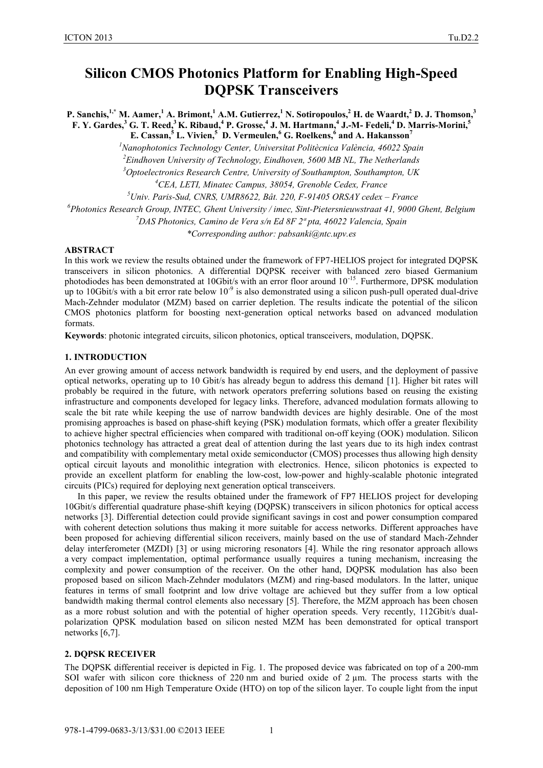# Silicon CMOS Photonics Platform for Enabling High-Speed DQPSK Transceivers

**P. Sanchis,[1,*] M. Aamer,[1] A. Brimont,[1] A.M. Gutierrez,[1] N. Sotiropoulos,[2] H. de Waardt,[2] D. J. Thomson,[3] F. Y. Gardes,[3] G. T. Reed,[3] K. Ribaud,[4] P. Grosse,[4] J. M. Hartmann,[4] J.-M- Fedeli,[4] D. Marris-Morini,[5] E. Cassan,[5] L. Vivien,[5] D. Vermeulen,[6] G. Roelkens,[6] and A. Hakansson[7]**

[1]*Nanophotonics Technology Center, Universitat Politècnica València, 46022 Spain*

[2]*Eindhoven University of Technology, Eindhoven, 5600 MB NL, The Netherlands*

[3]*Optoelectronics Research Centre, University of Southampton, Southampton, UK*

[4]*CEA, LETI, Minatec Campus, 38054, Grenoble Cedex, France*

[5]*Univ. Paris-Sud, CNRS, UMR8622, Bât. 220, F-91405 ORSAY cedex – France*

[6]*Photonics Research Group, INTEC, Ghent University / imec, Sint-Pietersnieuwstraat 41, 9000 Ghent, Belgium*

[7]*DAS Photonics, Camino de Vera s/n Ed 8F 2ª pta, 46022 Valencia, Spain*

*\*Corresponding author: pabsanki@ntc.upv.es*

## ABSTRACT

In this work we review the results obtained under the framework of FP7-HELIOS project for integrated DQPSK transceivers in silicon photonics. A differential DQPSK receiver with balanced zero biased Germanium photodiodes has been demonstrated at 10Gbit/s with an error floor around $10^{-15}$. Furthermore, DPSK modulation up to 10Gbit/s with a bit error rate below $10^{-9}$ is also demonstrated using a silicon push-pull operated dual-drive Mach-Zehnder modulator (MZM) based on carrier depletion. The results indicate the potential of the silicon CMOS photonics platform for boosting next-generation optical networks based on advanced modulation formats.

**Keywords**: photonic integrated circuits, silicon photonics, optical transceivers, modulation, DQPSK.

## 1. INTRODUCTION

An ever growing amount of access network bandwidth is required by end users, and the deployment of passive optical networks, operating up to 10 Gbit/s has already begun to address this demand [1]. Higher bit rates will probably be required in the future, with network operators preferring solutions based on reusing the existing infrastructure and components developed for legacy links. Therefore, advanced modulation formats allowing to scale the bit rate while keeping the use of narrow bandwidth devices are highly desirable. One of the most promising approaches is based on phase-shift keying (PSK) modulation formats, which offer a greater flexibility to achieve higher spectral efficiencies when compared with traditional on-off keying (OOK) modulation. Silicon photonics technology has attracted a great deal of attention during the last years due to its high index contrast and compatibility with complementary metal oxide semiconductor (CMOS) processes thus allowing high density optical circuit layouts and monolithic integration with electronics. Hence, silicon photonics is expected to provide an excellent platform for enabling the low-cost, low-power and highly-scalable photonic integrated circuits (PICs) required for deploying next generation optical transceivers.

In this paper, we review the results obtained under the framework of FP7 HELIOS project for developing 10Gbit/s differential quadrature phase-shift keying (DQPSK) transceivers in silicon photonics for optical access networks [3]. Differential detection could provide significant savings in cost and power consumption compared with coherent detection solutions thus making it more suitable for access networks. Different approaches have been proposed for achieving differential silicon receivers, mainly based on the use of standard Mach-Zehnder delay interferometer (MZDI) [3] or using microring resonators [4]. While the ring resonator approach allows a very compact implementation, optimal performance usually requires a tuning mechanism, increasing the complexity and power consumption of the receiver. On the other hand, DQPSK modulation has also been proposed based on silicon Mach-Zehnder modulators (MZM) and ring-based modulators. In the latter, unique features in terms of small footprint and low drive voltage are achieved but they suffer from a low optical bandwidth making thermal control elements also necessary [5]. Therefore, the MZM approach has been chosen as a more robust solution and with the potential of higher operation speeds. Very recently, 112Gbit/s dual-polarization QPSK modulation based on silicon nested MZM has been demonstrated for optical transport networks [6,7].

## 2. DQPSK RECEIVER

The DQPSK differential receiver is depicted in Fig. 1. The proposed device was fabricated on top of a 200-mm SOI wafer with silicon core thickness of 220 nm and buried oxide of 2 µm. The process starts with the deposition of 100 nm High Temperature Oxide (HTO) on top of the silicon layer. To couple light from the input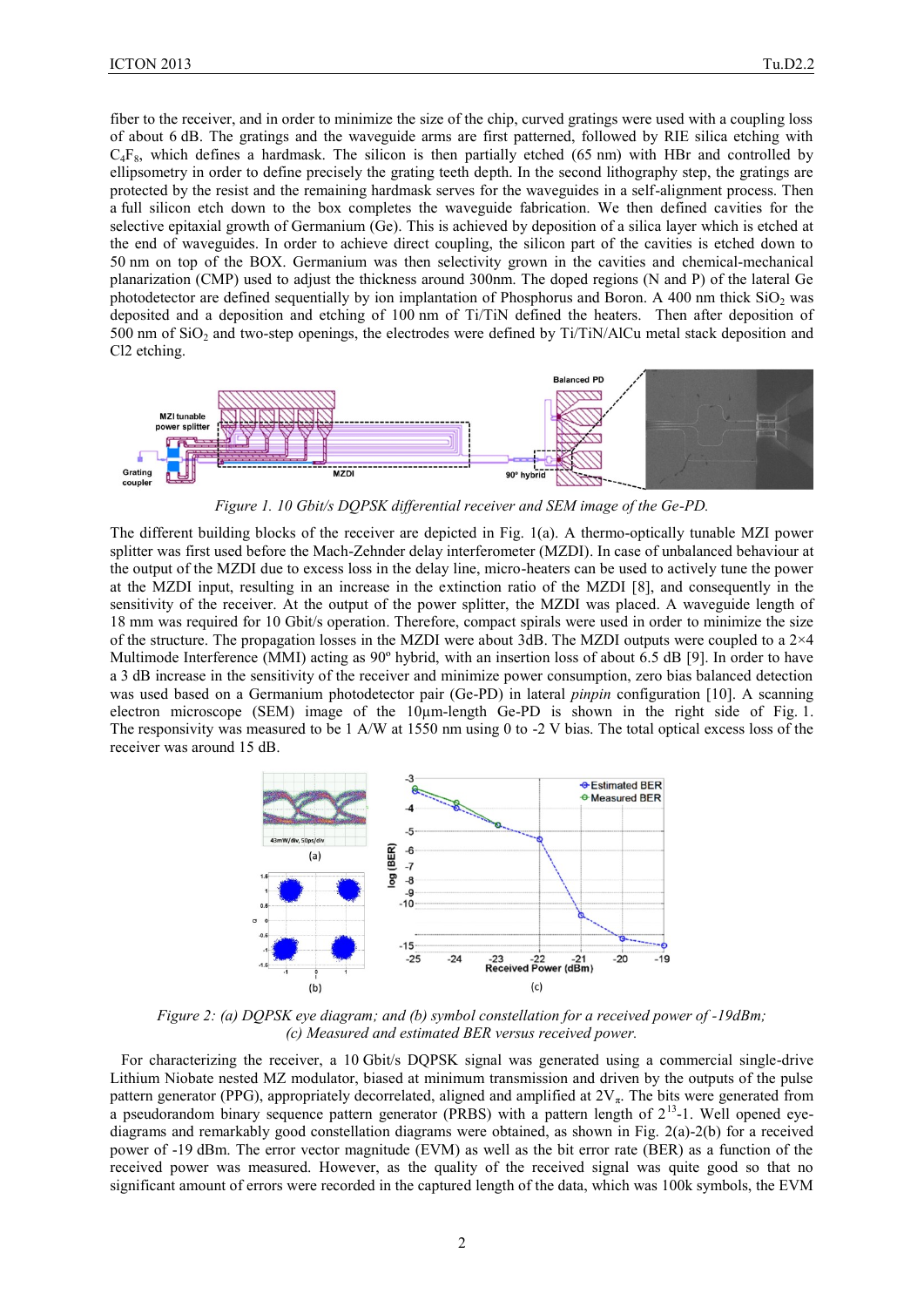fiber to the receiver, and in order to minimize the size of the chip, curved gratings were used with a coupling loss of about 6 dB. The gratings and the waveguide arms are first patterned, followed by RIE silica etching with $C_4F_8$, which defines a hardmask. The silicon is then partially etched (65 nm) with HBr and controlled by ellipsometry in order to define precisely the grating teeth depth. In the second lithography step, the gratings are protected by the resist and the remaining hardmask serves for the waveguides in a self-alignment process. Then a full silicon etch down to the box completes the waveguide fabrication. We then defined cavities for the selective epitaxial growth of Germanium (Ge). This is achieved by deposition of a silica layer which is etched at the end of waveguides. In order to achieve direct coupling, the silicon part of the cavities is etched down to 50 nm on top of the BOX. Germanium was then selectivity grown in the cavities and chemical-mechanical planarization (CMP) used to adjust the thickness around 300nm. The doped regions (N and P) of the lateral Ge photodetector are defined sequentially by ion implantation of Phosphorus and Boron. A 400 nm thick $SiO_2$ was deposited and a deposition and etching of 100 nm of Ti/TiN defined the heaters. Then after deposition of 500 nm of $SiO_2$ and two-step openings, the electrodes were defined by Ti/TiN/AlCu metal stack deposition and Cl2 etching.

*Figure 1. 10 Gbit/s DQPSK differential receiver and SEM image of the Ge-PD.*

The different building blocks of the receiver are depicted in Fig. 1(a). A thermo-optically tunable MZI power splitter was first used before the Mach-Zehnder delay interferometer (MZDI). In case of unbalanced behaviour at the output of the MZDI due to excess loss in the delay line, micro-heaters can be used to actively tune the power at the MZDI input, resulting in an increase in the extinction ratio of the MZDI [8], and consequently in the sensitivity of the receiver. At the output of the power splitter, the MZDI was placed. A waveguide length of 18 mm was required for 10 Gbit/s operation. Therefore, compact spirals were used in order to minimize the size of the structure. The propagation losses in the MZDI were about 3dB. The MZDI outputs were coupled to a 2×4 Multimode Interference (MMI) acting as 90º hybrid, with an insertion loss of about 6.5 dB [9]. In order to have a 3 dB increase in the sensitivity of the receiver and minimize power consumption, zero bias balanced detection was used based on a Germanium photodetector pair (Ge-PD) in lateral *pinpin* configuration [10]. A scanning electron microscope (SEM) image of the 10μm-length Ge-PD is shown in the right side of Fig. 1. The responsivity was measured to be 1 A/W at 1550 nm using 0 to -2 V bias. The total optical excess loss of the receiver was around 15 dB.

*Figure 2: (a) DQPSK eye diagram; and (b) symbol constellation for a received power of -19dBm; (c) Measured and estimated BER versus received power.*

For characterizing the receiver, a 10 Gbit/s DQPSK signal was generated using a commercial single-drive Lithium Niobate nested MZ modulator, biased at minimum transmission and driven by the outputs of the pulse pattern generator (PPG), appropriately decorrelated, aligned and amplified at $2V_\pi$. The bits were generated from a pseudorandom binary sequence pattern generator (PRBS) with a pattern length of $2^{13}$-1. Well opened eye-diagrams and remarkably good constellation diagrams were obtained, as shown in Fig. 2(a)-2(b) for a received power of -19 dBm. The error vector magnitude (EVM) as well as the bit error rate (BER) as a function of the received power was measured. However, as the quality of the received signal was quite good so that no significant amount of errors were recorded in the captured length of the data, which was 100k symbols, the EVM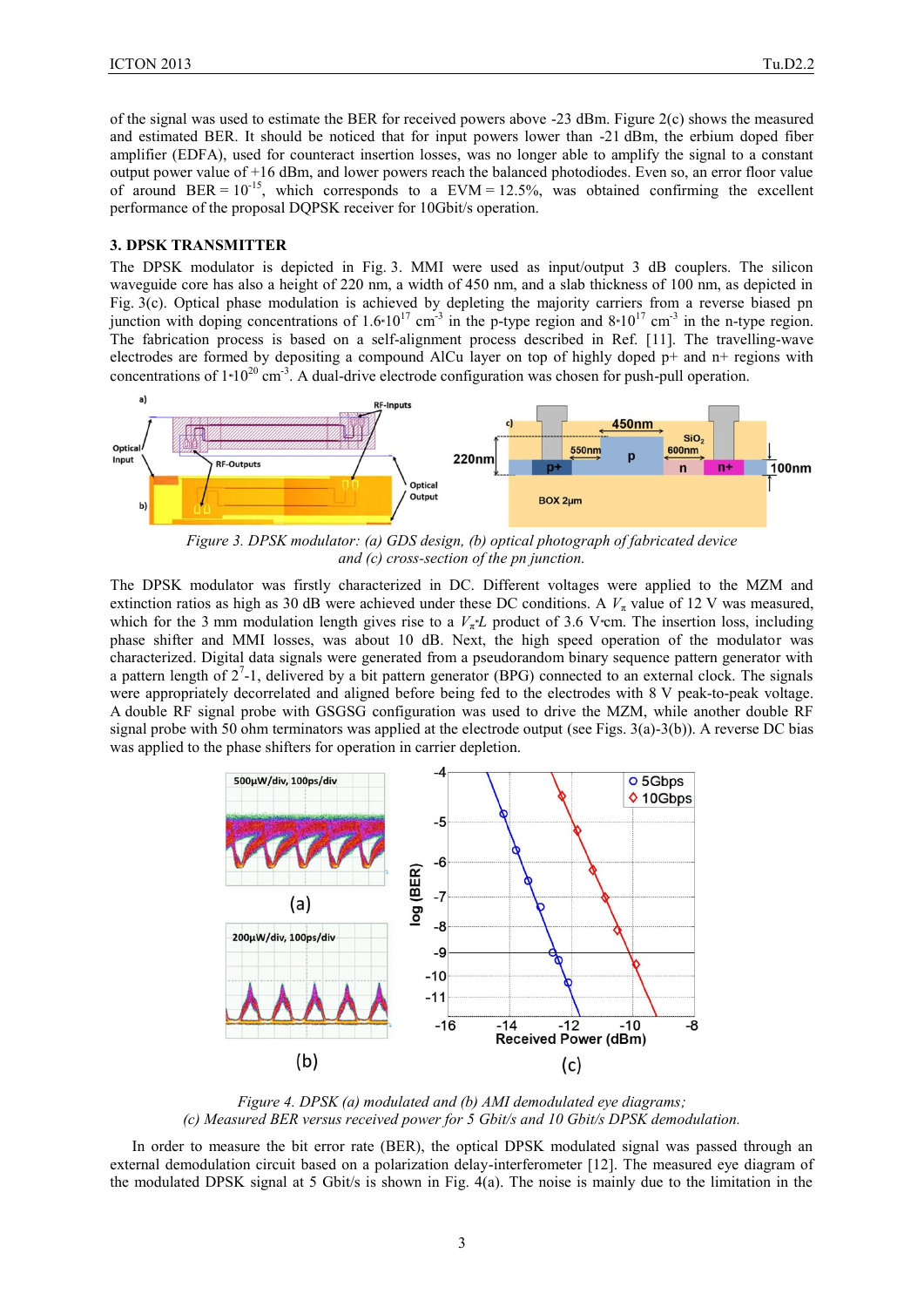of the signal was used to estimate the BER for received powers above -23 dBm. Figure 2(c) shows the measured and estimated BER. It should be noticed that for input powers lower than -21 dBm, the erbium doped fiber amplifier (EDFA), used for counteract insertion losses, was no longer able to amplify the signal to a constant output power value of +16 dBm, and lower powers reach the balanced photodiodes. Even so, an error floor value of around $BER = 10^{-15}$, which corresponds to a $EVM = 12.5\%$, was obtained confirming the excellent performance of the proposal DQPSK receiver for 10Gbit/s operation.

## 3. DPSK TRANSMITTER

The DPSK modulator is depicted in Fig. 3. MMI were used as input/output 3 dB couplers. The silicon waveguide core has also a height of 220 nm, a width of 450 nm, and a slab thickness of 100 nm, as depicted in Fig. 3(c). Optical phase modulation is achieved by depleting the majority carriers from a reverse biased pn junction with doping concentrations of $1.6 \cdot 10^{17}$ cm$^{-3}$ in the p-type region and $8 \cdot 10^{17}$ cm$^{-3}$ in the n-type region. The fabrication process is based on a self-alignment process described in Ref. [11]. The travelling-wave electrodes are formed by depositing a compound AlCu layer on top of highly doped p+ and n+ regions with concentrations of $1 \cdot 10^{20}$ cm$^{-3}$. A dual-drive electrode configuration was chosen for push-pull operation.

*Figure 3. DPSK modulator: (a) GDS design, (b) optical photograph of fabricated device and (c) cross-section of the pn junction.*

The DPSK modulator was firstly characterized in DC. Different voltages were applied to the MZM and extinction ratios as high as 30 dB were achieved under these DC conditions. A $V_\pi$ value of 12 V was measured, which for the 3 mm modulation length gives rise to a $V_\pi \cdot L$ product of 3.6 V•cm. The insertion loss, including phase shifter and MMI losses, was about 10 dB. Next, the high speed operation of the modulator was characterized. Digital data signals were generated from a pseudorandom binary sequence pattern generator with a pattern length of $2^7$-1, delivered by a bit pattern generator (BPG) connected to an external clock. The signals were appropriately decorrelated and aligned before being fed to the electrodes with 8 V peak-to-peak voltage. A double RF signal probe with GSGSG configuration was used to drive the MZM, while another double RF signal probe with 50 ohm terminators was applied at the electrode output (see Figs. 3(a)-3(b)). A reverse DC bias was applied to the phase shifters for operation in carrier depletion.

*Figure 4. DPSK (a) modulated and (b) AMI demodulated eye diagrams; (c) Measured BER versus received power for 5 Gbit/s and 10 Gbit/s DPSK demodulation.*

In order to measure the bit error rate (BER), the optical DPSK modulated signal was passed through an external demodulation circuit based on a polarization delay-interferometer [12]. The measured eye diagram of the modulated DPSK signal at 5 Gbit/s is shown in Fig. 4(a). The noise is mainly due to the limitation in the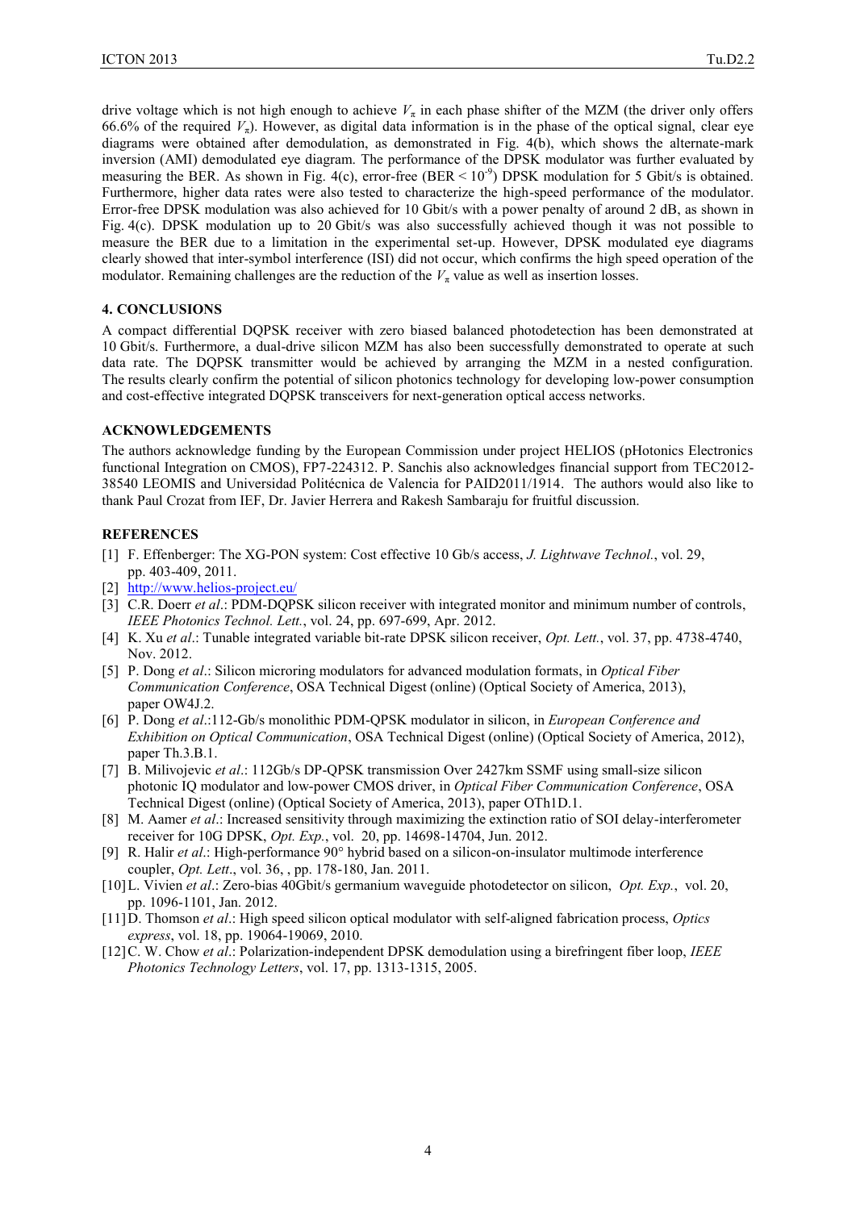drive voltage which is not high enough to achieve $V_\pi$ in each phase shifter of the MZM (the driver only offers 66.6% of the required $V_\pi$). However, as digital data information is in the phase of the optical signal, clear eye diagrams were obtained after demodulation, as demonstrated in Fig. 4(b), which shows the alternate-mark inversion (AMI) demodulated eye diagram. The performance of the DPSK modulator was further evaluated by measuring the BER. As shown in Fig. 4(c), error-free (BER < $10^{-9}$) DPSK modulation for 5 Gbit/s is obtained. Furthermore, higher data rates were also tested to characterize the high-speed performance of the modulator. Error-free DPSK modulation was also achieved for 10 Gbit/s with a power penalty of around 2 dB, as shown in Fig. 4(c). DPSK modulation up to 20 Gbit/s was also successfully achieved though it was not possible to measure the BER due to a limitation in the experimental set-up. However, DPSK modulated eye diagrams clearly showed that inter-symbol interference (ISI) did not occur, which confirms the high speed operation of the modulator. Remaining challenges are the reduction of the $V_\pi$ value as well as insertion losses.

## 4. CONCLUSIONS

A compact differential DQPSK receiver with zero biased balanced photodetection has been demonstrated at 10 Gbit/s. Furthermore, a dual-drive silicon MZM has also been successfully demonstrated to operate at such data rate. The DQPSK transmitter would be achieved by arranging the MZM in a nested configuration. The results clearly confirm the potential of silicon photonics technology for developing low-power consumption and cost-effective integrated DQPSK transceivers for next-generation optical access networks.

## ACKNOWLEDGEMENTS

The authors acknowledge funding by the European Commission under project HELIOS (pHotonics Electronics functional Integration on CMOS), FP7-224312. P. Sanchis also acknowledges financial support from TEC2012-38540 LEOMIS and Universidad Politécnica de Valencia for PAID2011/1914. The authors would also like to thank Paul Crozat from IEF, Dr. Javier Herrera and Rakesh Sambaraju for fruitful discussion.

## REFERENCES

[1] F. Effenberger: The XG-PON system: Cost effective 10 Gb/s access, *J. Lightwave Technol.*, vol. 29, pp. 403-409, 2011.

[2] http://www.helios-project.eu/

[3] C.R. Doerr *et al*.: PDM-DQPSK silicon receiver with integrated monitor and minimum number of controls, *IEEE Photonics Technol. Lett.*, vol. 24, pp. 697-699, Apr. 2012.

[4] K. Xu *et al*.: Tunable integrated variable bit-rate DPSK silicon receiver, *Opt. Lett.*, vol. 37, pp. 4738-4740, Nov. 2012.

[5] P. Dong *et al*.: Silicon microring modulators for advanced modulation formats, in *Optical Fiber Communication Conference*, OSA Technical Digest (online) (Optical Society of America, 2013), paper OW4J.2.

[6] P. Dong *et al*.:112-Gb/s monolithic PDM-QPSK modulator in silicon, in *European Conference and Exhibition on Optical Communication*, OSA Technical Digest (online) (Optical Society of America, 2012), paper Th.3.B.1.

[7] B. Milivojevic *et al*.: 112Gb/s DP-QPSK transmission Over 2427km SSMF using small-size silicon photonic IQ modulator and low-power CMOS driver, in *Optical Fiber Communication Conference*, OSA Technical Digest (online) (Optical Society of America, 2013), paper OTh1D.1.

[8] M. Aamer *et al*.: Increased sensitivity through maximizing the extinction ratio of SOI delay-interferometer receiver for 10G DPSK, *Opt. Exp.*, vol. 20, pp. 14698-14704, Jun. 2012.

[9] R. Halir *et al*.: High-performance 90° hybrid based on a silicon-on-insulator multimode interference coupler, *Opt. Lett*., vol. 36, , pp. 178-180, Jan. 2011.

[10] L. Vivien *et al*.: Zero-bias 40Gbit/s germanium waveguide photodetector on silicon, *Opt. Exp.*, vol. 20, pp. 1096-1101, Jan. 2012.

[11] D. Thomson *et al*.: High speed silicon optical modulator with self-aligned fabrication process, *Optics express*, vol. 18, pp. 19064-19069, 2010.

[12] C. W. Chow *et al*.: Polarization-independent DPSK demodulation using a birefringent fiber loop, *IEEE Photonics Technology Letters*, vol. 17, pp. 1313-1315, 2005.